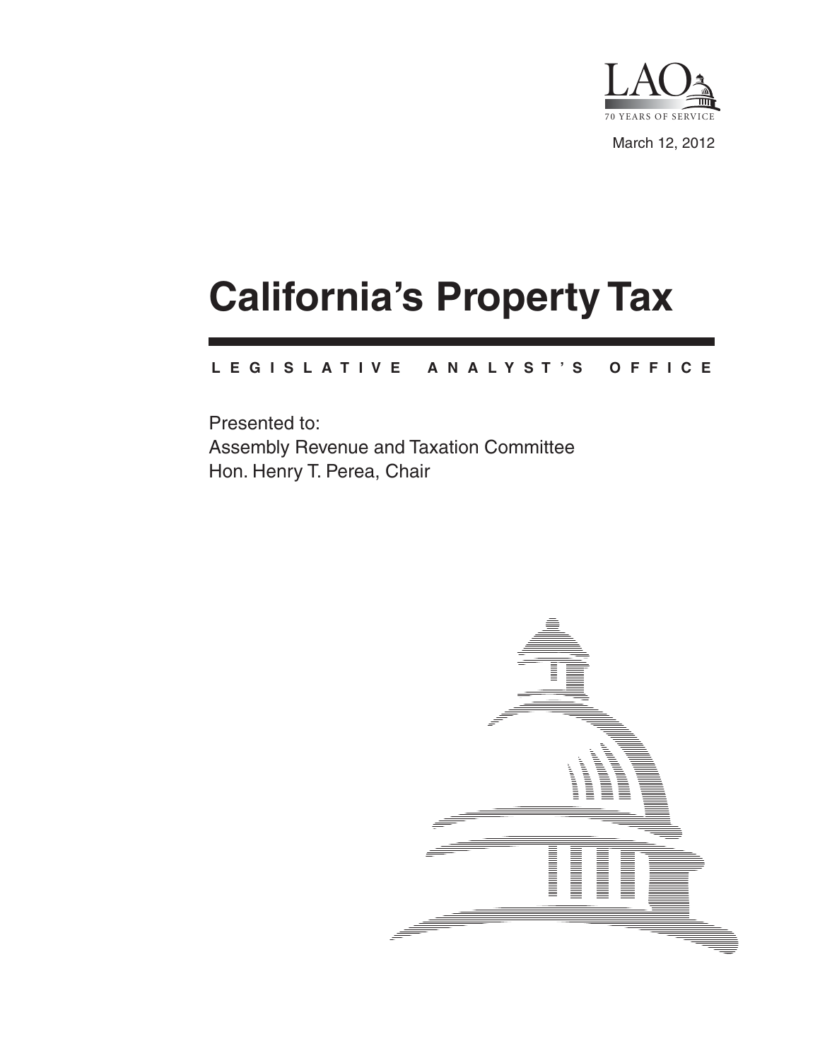LAO

70 YEARS OF SERVICE

March 12, 2012

# California's Property Tax

LEGISLATIVE ANALYST'S OFFICE

Presented to:
Assembly Revenue and Taxation Committee
Hon. Henry T. Perea, Chair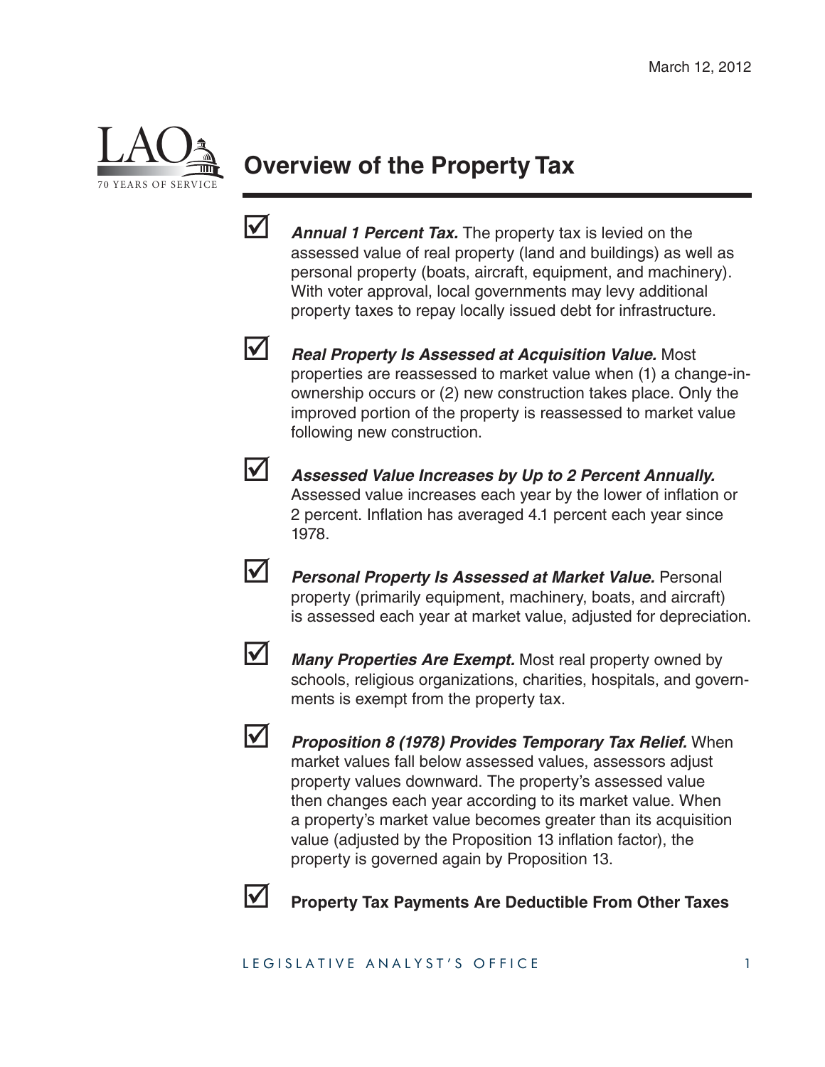March 12, 2012

# Overview of the Property Tax

- ☑ ***Annual 1 Percent Tax.*** The property tax is levied on the assessed value of real property (land and buildings) as well as personal property (boats, aircraft, equipment, and machinery). With voter approval, local governments may levy additional property taxes to repay locally issued debt for infrastructure.

- ☑ ***Real Property Is Assessed at Acquisition Value.*** Most properties are reassessed to market value when (1) a change-in-ownership occurs or (2) new construction takes place. Only the improved portion of the property is reassessed to market value following new construction.

- ☑ ***Assessed Value Increases by Up to 2 Percent Annually.*** Assessed value increases each year by the lower of inflation or 2 percent. Inflation has averaged 4.1 percent each year since 1978.

- ☑ ***Personal Property Is Assessed at Market Value.*** Personal property (primarily equipment, machinery, boats, and aircraft) is assessed each year at market value, adjusted for depreciation.

- ☑ ***Many Properties Are Exempt.*** Most real property owned by schools, religious organizations, charities, hospitals, and governments is exempt from the property tax.

- ☑ ***Proposition 8 (1978) Provides Temporary Tax Relief.*** When market values fall below assessed values, assessors adjust property values downward. The property's assessed value then changes each year according to its market value. When a property's market value becomes greater than its acquisition value (adjusted by the Proposition 13 inflation factor), the property is governed again by Proposition 13.

- ☑ **Property Tax Payments Are Deductible From Other Taxes**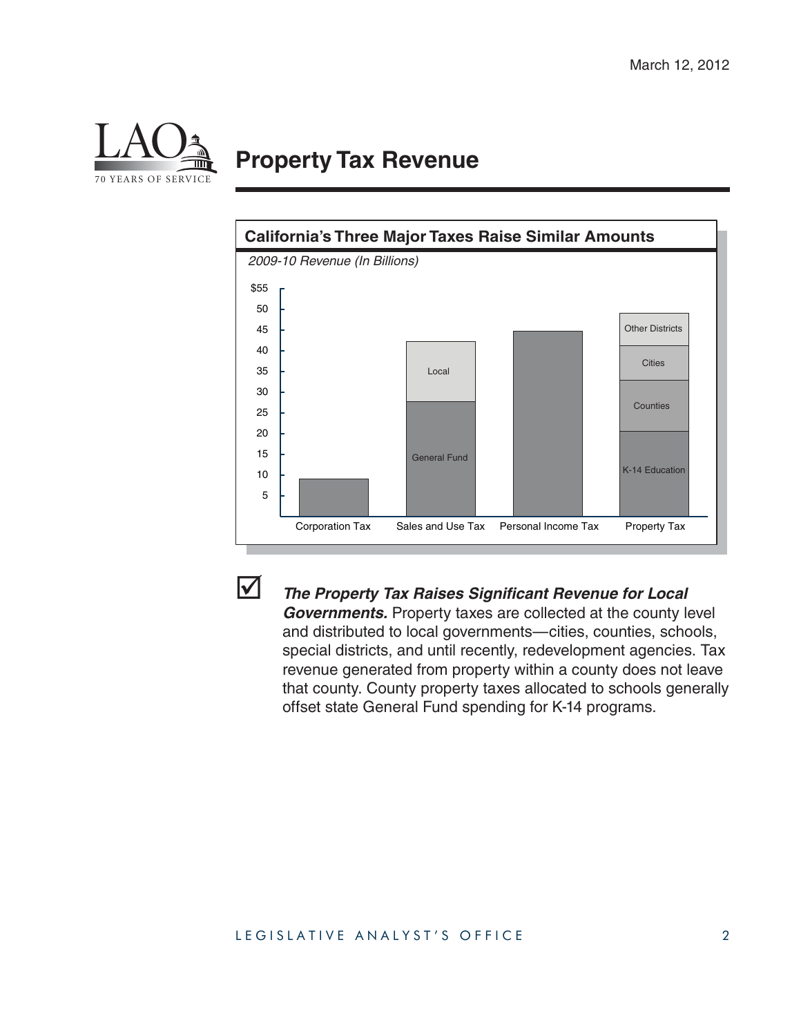# Property Tax Revenue

**California's Three Major Taxes Raise Similar Amounts**

*2009-10 Revenue (In Billions)*

| | Corporation Tax | Sales and Use Tax | Personal Income Tax | Property Tax |
|---|---|---|---|---|
| Segments | | General Fund, Local | | K-14 Education, Counties, Cities, Other Districts |

☑ ***The Property Tax Raises Significant Revenue for Local Governments.*** Property taxes are collected at the county level and distributed to local governments—cities, counties, schools, special districts, and until recently, redevelopment agencies. Tax revenue generated from property within a county does not leave that county. County property taxes allocated to schools generally offset state General Fund spending for K-14 programs.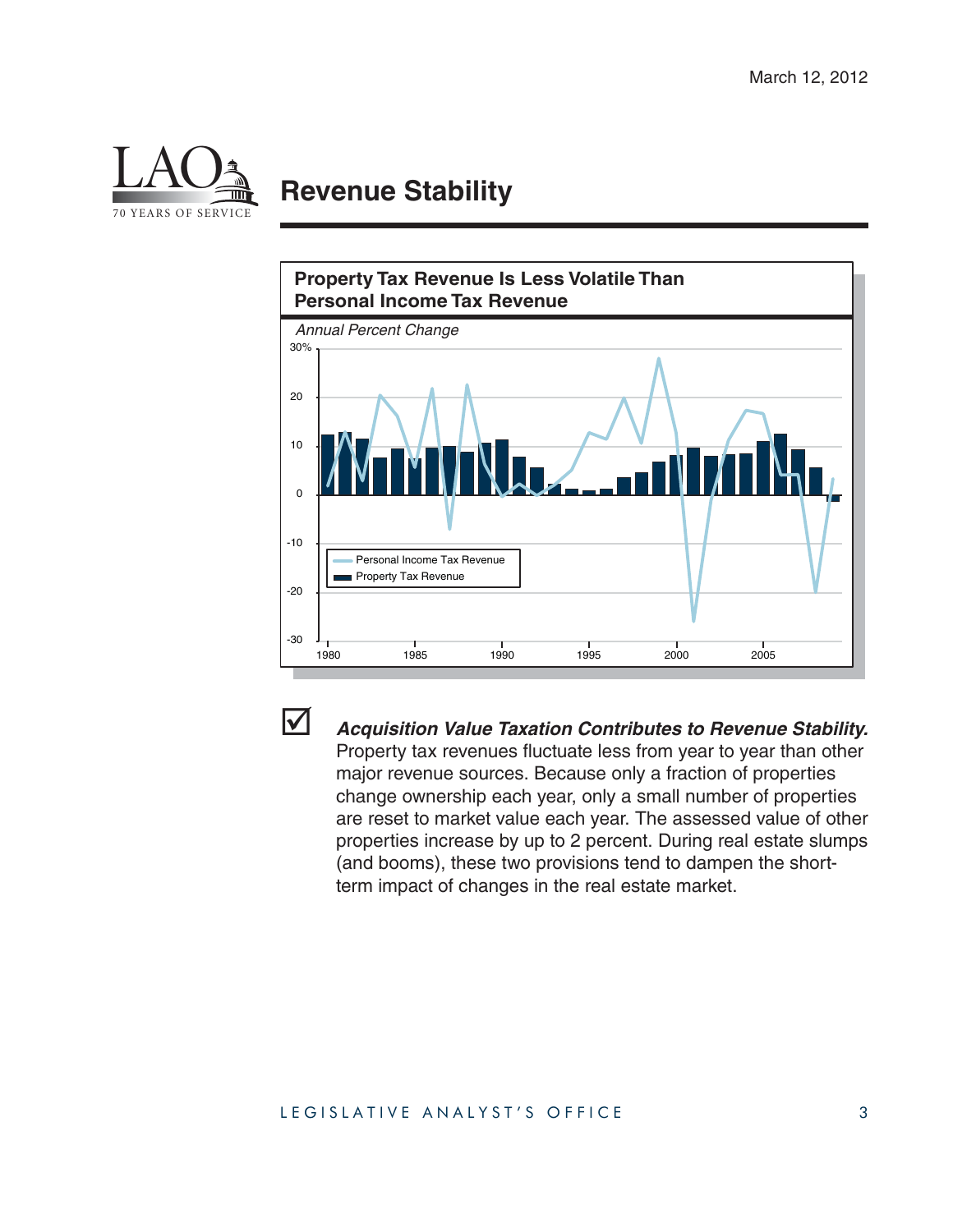# Revenue Stability

**Property Tax Revenue Is Less Volatile Than Personal Income Tax Revenue**

*Annual Percent Change*

☑ ***Acquisition Value Taxation Contributes to Revenue Stability.*** Property tax revenues fluctuate less from year to year than other major revenue sources. Because only a fraction of properties change ownership each year, only a small number of properties are reset to market value each year. The assessed value of other properties increase by up to 2 percent. During real estate slumps (and booms), these two provisions tend to dampen the short-term impact of changes in the real estate market.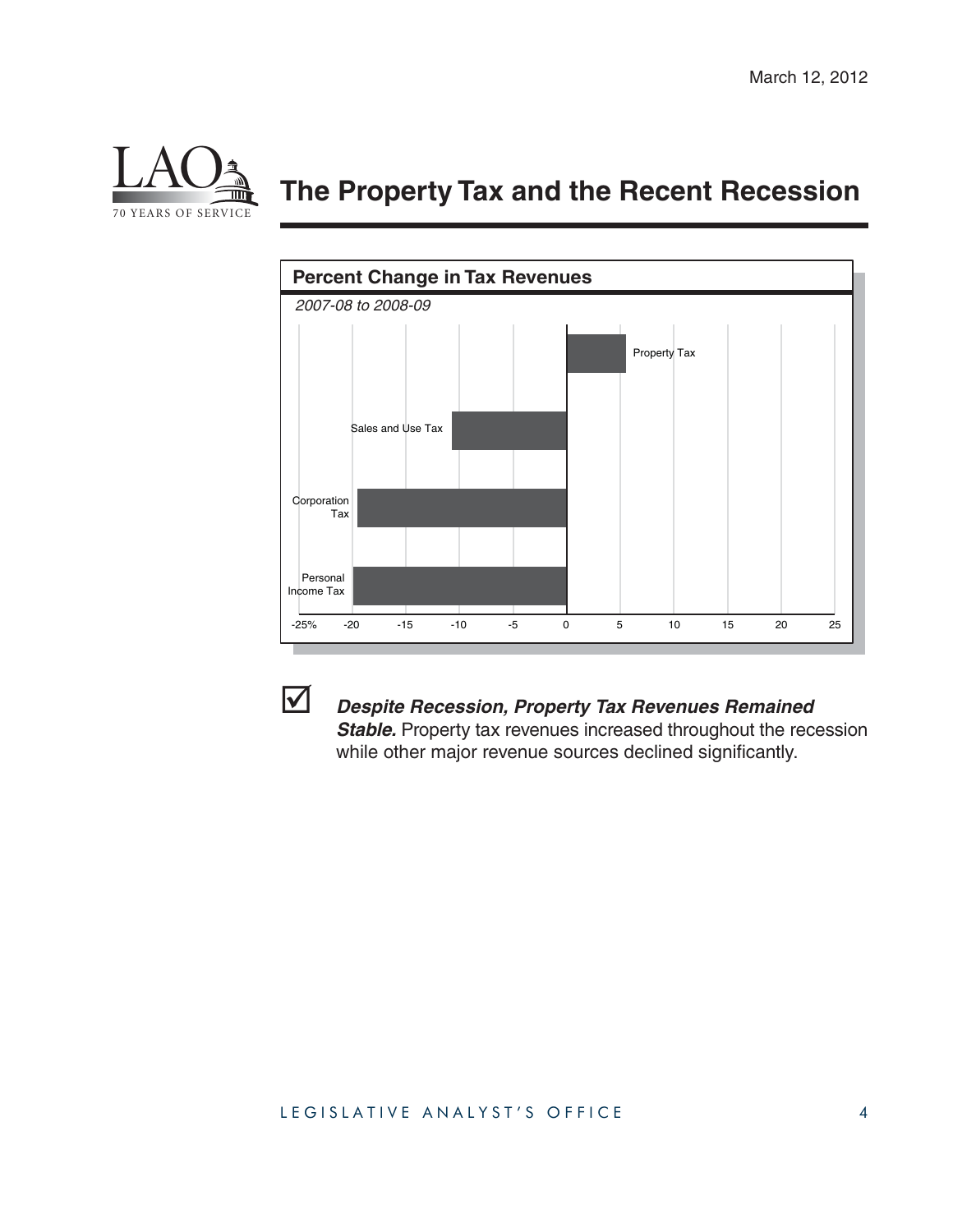March 12, 2012

# The Property Tax and the Recent Recession

**Percent Change in Tax Revenues**

*2007-08 to 2008-09*

Property Tax

Sales and Use Tax

Corporation Tax

Personal Income Tax

-25% -20 -15 -10 -5 0 5 10 15 20 25

☑ ***Despite Recession, Property Tax Revenues Remained Stable.*** Property tax revenues increased throughout the recession while other major revenue sources declined significantly.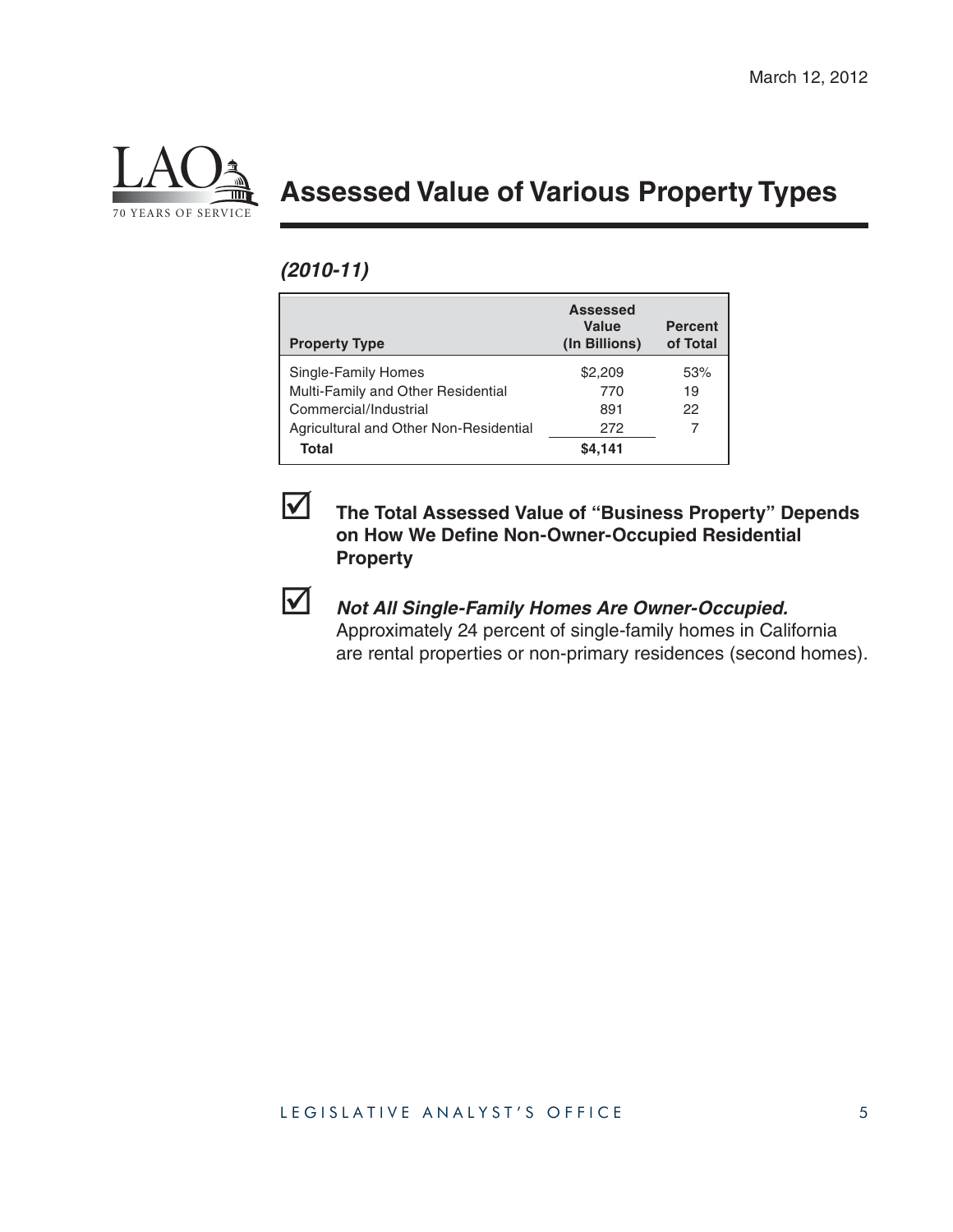March 12, 2012

# Assessed Value of Various Property Types

***(2010-11)***

| Property Type | Assessed Value (In Billions) | Percent of Total |
|---|---|---|
| Single-Family Homes | $2,209 | 53% |
| Multi-Family and Other Residential | 770 | 19 |
| Commercial/Industrial | 891 | 22 |
| Agricultural and Other Non-Residential | 272 | 7 |
| **Total** | **$4,141** | |

- ☑ **The Total Assessed Value of "Business Property" Depends on How We Define Non-Owner-Occupied Residential Property**

- ☑ ***Not All Single-Family Homes Are Owner-Occupied.*** Approximately 24 percent of single-family homes in California are rental properties or non-primary residences (second homes).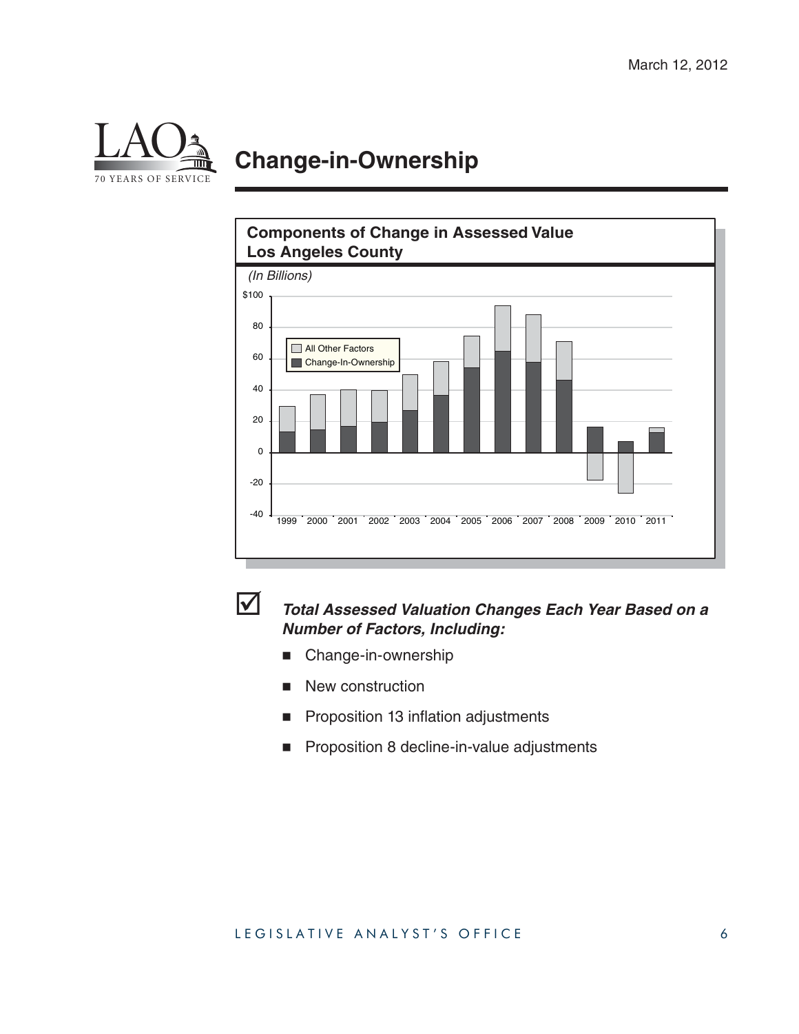# Change-in-Ownership

**Components of Change in Assessed Value Los Angeles County**

*(In Billions)*

☑ ***Total Assessed Valuation Changes Each Year Based on a Number of Factors, Including:***

- Change-in-ownership
- New construction
- Proposition 13 inflation adjustments
- Proposition 8 decline-in-value adjustments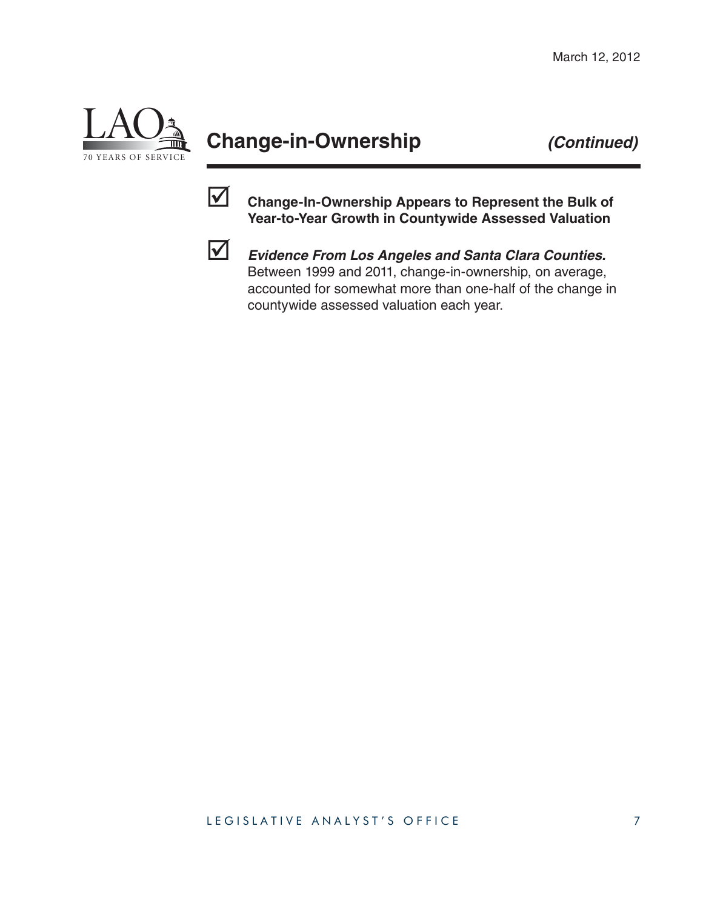## Change-in-Ownership *(Continued)*

- ☑ **Change-In-Ownership Appears to Represent the Bulk of Year-to-Year Growth in Countywide Assessed Valuation**

- ☑ ***Evidence From Los Angeles and Santa Clara Counties.*** Between 1999 and 2011, change-in-ownership, on average, accounted for somewhat more than one-half of the change in countywide assessed valuation each year.